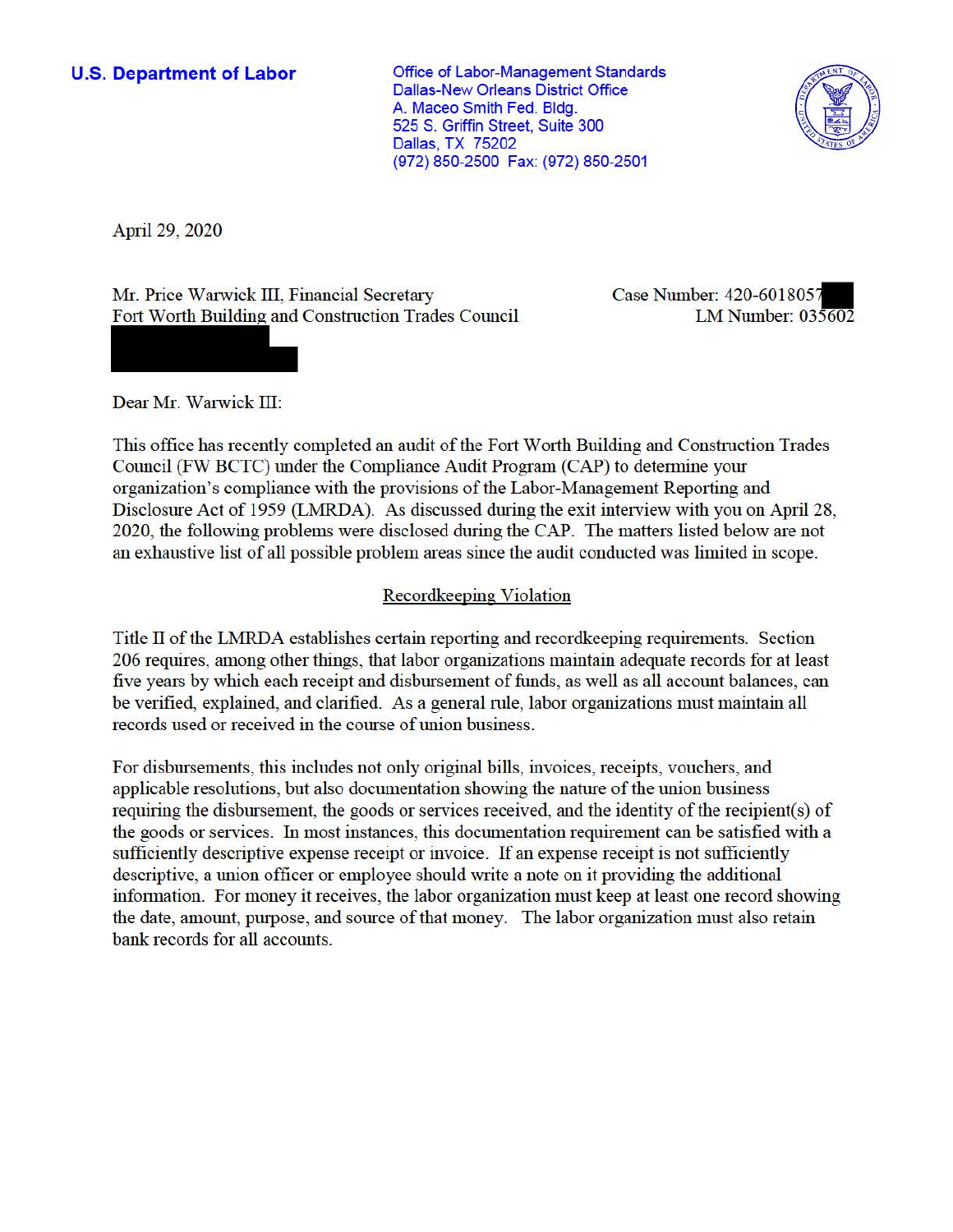**U.S. Department of Labor**

Office of Labor-Management Standards
Dallas-New Orleans District Office
A. Maceo Smith Fed. Bldg.
525 S. Griffin Street, Suite 300
Dallas, TX 75202
(972) 850-2500 Fax: (972) 850-2501

April 29, 2020

Mr. Price Warwick III, Financial Secretary
Fort Worth Building and Construction Trades Council

Case Number: 420-6018057
LM Number: 035602

Dear Mr. Warwick III:

This office has recently completed an audit of the Fort Worth Building and Construction Trades Council (FW BCTC) under the Compliance Audit Program (CAP) to determine your organization's compliance with the provisions of the Labor-Management Reporting and Disclosure Act of 1959 (LMRDA). As discussed during the exit interview with you on April 28, 2020, the following problems were disclosed during the CAP. The matters listed below are not an exhaustive list of all possible problem areas since the audit conducted was limited in scope.

## Recordkeeping Violation

Title II of the LMRDA establishes certain reporting and recordkeeping requirements. Section 206 requires, among other things, that labor organizations maintain adequate records for at least five years by which each receipt and disbursement of funds, as well as all account balances, can be verified, explained, and clarified. As a general rule, labor organizations must maintain all records used or received in the course of union business.

For disbursements, this includes not only original bills, invoices, receipts, vouchers, and applicable resolutions, but also documentation showing the nature of the union business requiring the disbursement, the goods or services received, and the identity of the recipient(s) of the goods or services. In most instances, this documentation requirement can be satisfied with a sufficiently descriptive expense receipt or invoice. If an expense receipt is not sufficiently descriptive, a union officer or employee should write a note on it providing the additional information. For money it receives, the labor organization must keep at least one record showing the date, amount, purpose, and source of that money. The labor organization must also retain bank records for all accounts.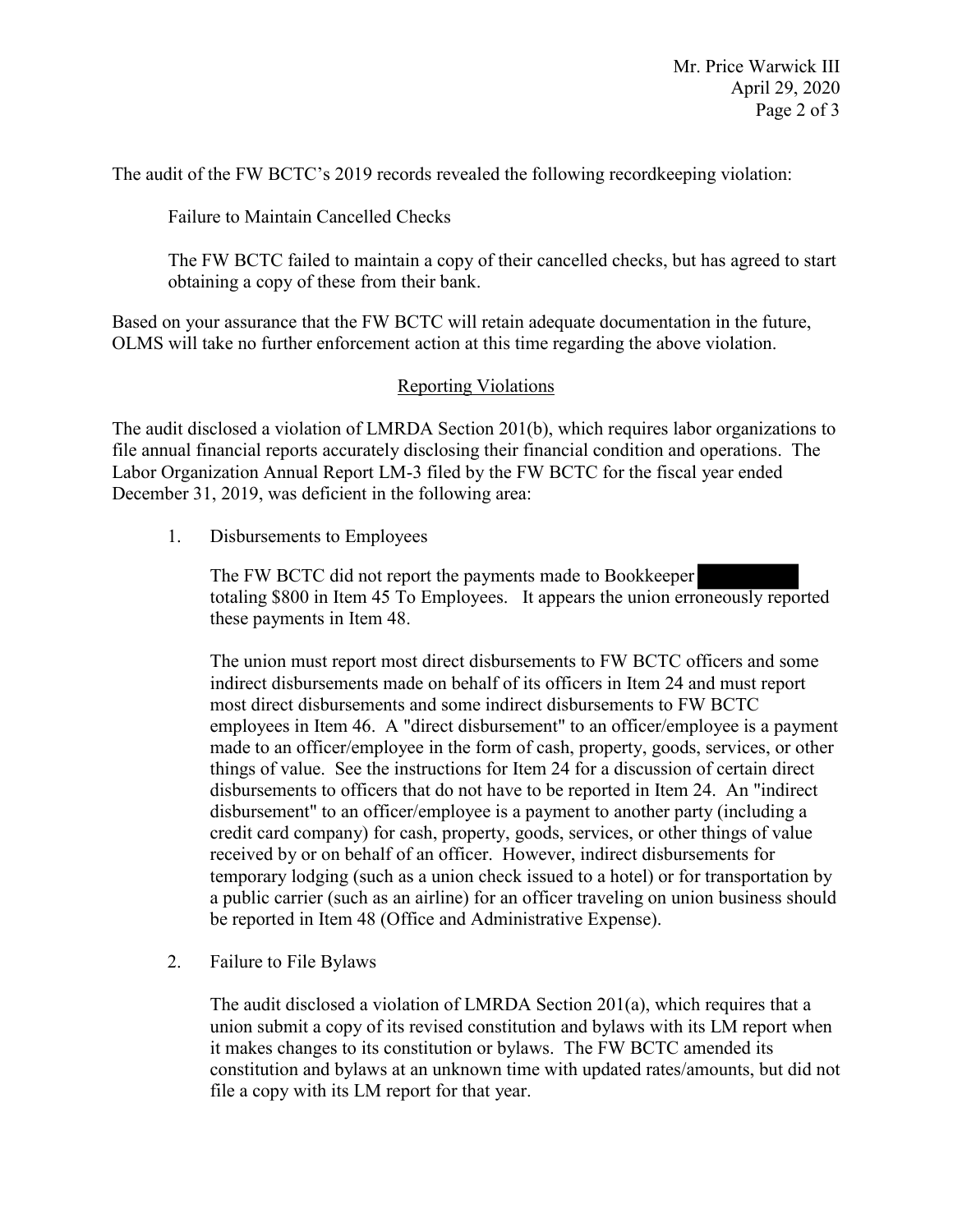The audit of the FW BCTC's 2019 records revealed the following recordkeeping violation:

Failure to Maintain Cancelled Checks

The FW BCTC failed to maintain a copy of their cancelled checks, but has agreed to start obtaining a copy of these from their bank.

Based on your assurance that the FW BCTC will retain adequate documentation in the future, OLMS will take no further enforcement action at this time regarding the above violation.

## Reporting Violations

The audit disclosed a violation of LMRDA Section 201(b), which requires labor organizations to file annual financial reports accurately disclosing their financial condition and operations. The Labor Organization Annual Report LM-3 filed by the FW BCTC for the fiscal year ended December 31, 2019, was deficient in the following area:

1. Disbursements to Employees

   The FW BCTC did not report the payments made to Bookkeeper [REDACTED] totaling $800 in Item 45 To Employees. It appears the union erroneously reported these payments in Item 48.

   The union must report most direct disbursements to FW BCTC officers and some indirect disbursements made on behalf of its officers in Item 24 and must report most direct disbursements and some indirect disbursements to FW BCTC employees in Item 46. A "direct disbursement" to an officer/employee is a payment made to an officer/employee in the form of cash, property, goods, services, or other things of value. See the instructions for Item 24 for a discussion of certain direct disbursements to officers that do not have to be reported in Item 24. An "indirect disbursement" to an officer/employee is a payment to another party (including a credit card company) for cash, property, goods, services, or other things of value received by or on behalf of an officer. However, indirect disbursements for temporary lodging (such as a union check issued to a hotel) or for transportation by a public carrier (such as an airline) for an officer traveling on union business should be reported in Item 48 (Office and Administrative Expense).

2. Failure to File Bylaws

   The audit disclosed a violation of LMRDA Section 201(a), which requires that a union submit a copy of its revised constitution and bylaws with its LM report when it makes changes to its constitution or bylaws. The FW BCTC amended its constitution and bylaws at an unknown time with updated rates/amounts, but did not file a copy with its LM report for that year.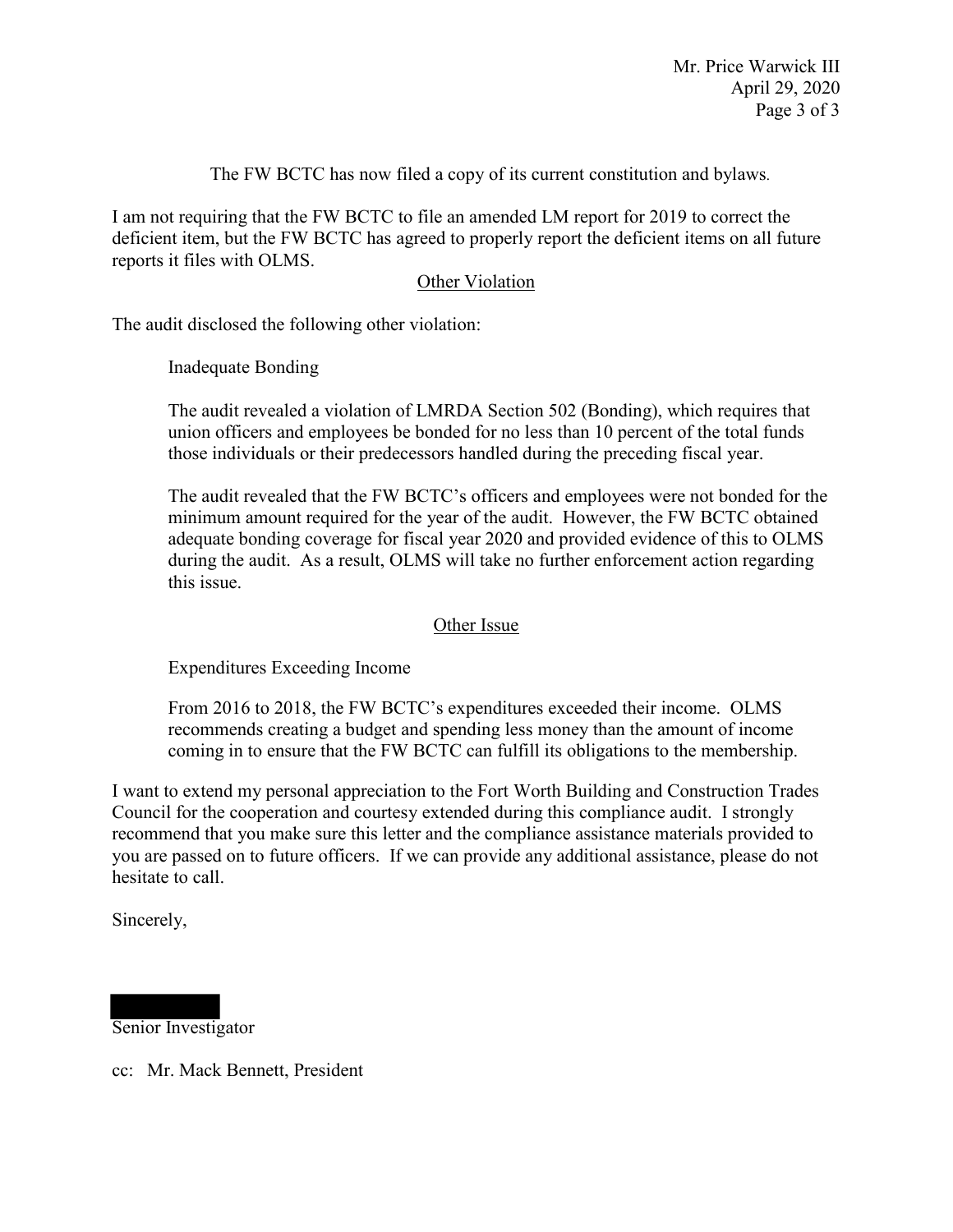The FW BCTC has now filed a copy of its current constitution and bylaws.

I am not requiring that the FW BCTC to file an amended LM report for 2019 to correct the deficient item, but the FW BCTC has agreed to properly report the deficient items on all future reports it files with OLMS.

## Other Violation

The audit disclosed the following other violation:

Inadequate Bonding

The audit revealed a violation of LMRDA Section 502 (Bonding), which requires that union officers and employees be bonded for no less than 10 percent of the total funds those individuals or their predecessors handled during the preceding fiscal year.

The audit revealed that the FW BCTC's officers and employees were not bonded for the minimum amount required for the year of the audit. However, the FW BCTC obtained adequate bonding coverage for fiscal year 2020 and provided evidence of this to OLMS during the audit. As a result, OLMS will take no further enforcement action regarding this issue.

## Other Issue

Expenditures Exceeding Income

From 2016 to 2018, the FW BCTC's expenditures exceeded their income. OLMS recommends creating a budget and spending less money than the amount of income coming in to ensure that the FW BCTC can fulfill its obligations to the membership.

I want to extend my personal appreciation to the Fort Worth Building and Construction Trades Council for the cooperation and courtesy extended during this compliance audit. I strongly recommend that you make sure this letter and the compliance assistance materials provided to you are passed on to future officers. If we can provide any additional assistance, please do not hesitate to call.

Sincerely,

Senior Investigator

cc: Mr. Mack Bennett, President